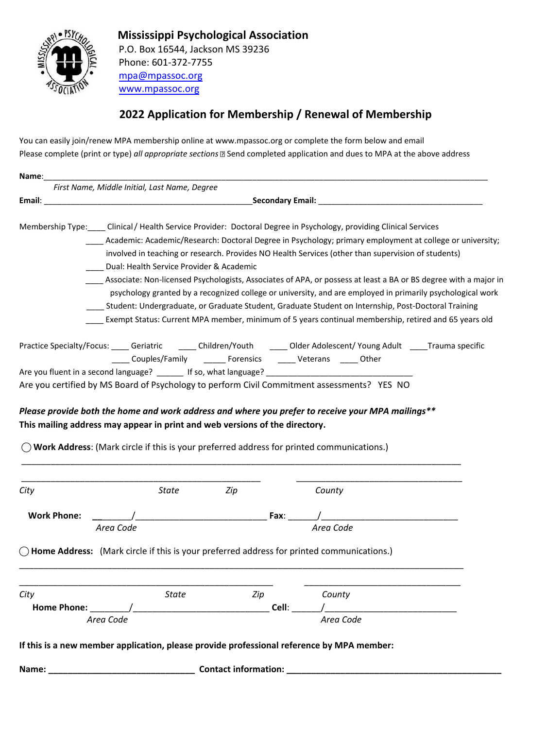# Mississippi Psychological Association

P.O. Box 16544, Jackson MS 39236
Phone: 601-372-7755
mpa@mpassoc.org
www.mpassoc.org

## 2022 Application for Membership / Renewal of Membership

You can easily join/renew MPA membership online at www.mpassoc.org or complete the form below and email
Please complete (print or type) *all appropriate sections* Send completed application and dues to MPA at the above address

**Name**:\_\_\_\_\_\_\_\_\_\_\_\_\_\_\_\_\_\_\_\_\_\_\_\_\_\_\_\_\_\_\_\_\_\_\_\_\_\_\_\_\_\_\_\_\_\_\_\_\_\_\_\_\_\_\_\_\_\_\_\_\_\_\_\_\_\_

*First Name, Middle Initial, Last Name, Degree*

**Email**: \_\_\_\_\_\_\_\_\_\_\_\_\_\_\_\_\_\_\_\_\_\_\_\_\_\_\_\_\_\_\_\_\_\_\_\_ **Secondary Email**: \_\_\_\_\_\_\_\_\_\_\_\_\_\_\_\_\_\_\_\_\_\_\_\_\_\_\_\_\_\_

Membership Type:\_\_\_\_ Clinical / Health Service Provider: Doctoral Degree in Psychology, providing Clinical Services

\_\_\_\_ Academic: Academic/Research: Doctoral Degree in Psychology; primary employment at college or university; involved in teaching or research. Provides NO Health Services (other than supervision of students)

\_\_\_\_ Dual: Health Service Provider & Academic

\_\_\_\_ Associate: Non-licensed Psychologists, Associates of APA, or possess at least a BA or BS degree with a major in psychology granted by a recognized college or university, and are employed in primarily psychological work

\_\_\_\_ Student: Undergraduate, or Graduate Student, Graduate Student on Internship, Post-Doctoral Training

\_\_\_\_ Exempt Status: Current MPA member, minimum of 5 years continual membership, retired and 65 years old

Practice Specialty/Focus: \_\_\_\_ Geriatric \_\_\_\_ Children/Youth \_\_\_\_ Older Adolescent/ Young Adult \_\_\_\_Trauma specific

\_\_\_\_ Couples/Family \_\_\_\_\_ Forensics \_\_\_\_ Veterans \_\_\_\_ Other

Are you fluent in a second language? \_\_\_\_\_\_ If so, what language? \_\_\_\_\_\_\_\_\_\_\_\_\_\_\_\_\_\_\_\_\_\_\_\_\_\_\_\_\_\_

Are you certified by MS Board of Psychology to perform Civil Commitment assessments? YES NO

***Please provide both the home and work address and where you prefer to receive your MPA mailings\*\****

**This mailing address may appear in print and web versions of the directory.**

◯ **Work Address**: (Mark circle if this is your preferred address for printed communications.)

\_\_\_\_\_\_\_\_\_\_\_\_\_\_\_\_\_\_\_\_\_\_\_\_\_\_\_\_\_\_\_\_\_\_\_\_\_\_\_\_\_\_\_\_\_\_\_\_\_\_\_\_\_\_\_\_\_\_\_\_\_\_\_\_\_\_\_\_\_\_\_\_\_\_\_\_

\_\_\_\_\_\_\_\_\_\_\_\_\_\_\_\_\_\_\_\_\_\_\_\_\_\_\_\_\_\_\_\_\_\_\_\_\_\_\_\_\_\_ \_\_\_\_\_\_\_\_\_\_\_\_\_\_\_\_\_\_\_\_\_\_\_\_\_\_\_\_\_\_

*City* *State* *Zip* *County*

**Work Phone:** \_\_\_\_\_\_\_\_/\_\_\_\_\_\_\_\_\_\_\_\_\_\_\_\_\_\_\_\_\_\_\_\_\_\_ **Fax**: \_\_\_\_\_\_/\_\_\_\_\_\_\_\_\_\_\_\_\_\_\_\_\_\_\_\_\_\_\_\_\_\_\_\_

*Area Code* *Area Code*

◯ **Home Address:** (Mark circle if this is your preferred address for printed communications.)

\_\_\_\_\_\_\_\_\_\_\_\_\_\_\_\_\_\_\_\_\_\_\_\_\_\_\_\_\_\_\_\_\_\_\_\_\_\_\_\_\_\_\_\_\_\_\_\_\_\_\_\_\_\_\_\_\_\_\_\_\_\_\_\_\_\_\_\_\_\_\_\_\_\_\_\_

\_\_\_\_\_\_\_\_\_\_\_\_\_\_\_\_\_\_\_\_\_\_\_\_\_\_\_\_\_\_\_\_\_\_\_\_\_\_\_\_\_\_ \_\_\_\_\_\_\_\_\_\_\_\_\_\_\_\_\_\_\_\_\_\_\_\_\_\_\_\_\_\_

*City* *State* *Zip* *County*

**Home Phone:** \_\_\_\_\_\_\_\_/\_\_\_\_\_\_\_\_\_\_\_\_\_\_\_\_\_\_\_\_\_\_\_\_\_\_\_\_ **Cell**: \_\_\_\_\_\_/\_\_\_\_\_\_\_\_\_\_\_\_\_\_\_\_\_\_\_\_\_\_\_\_\_\_

*Area Code* *Area Code*

**If this is a new member application, please provide professional reference by MPA member:**

**Name: \_\_\_\_\_\_\_\_\_\_\_\_\_\_\_\_\_\_\_\_\_\_\_\_\_\_\_\_\_\_ Contact information: \_\_\_\_\_\_\_\_\_\_\_\_\_\_\_\_\_\_\_\_\_\_\_\_\_\_\_\_\_\_\_\_\_\_\_\_\_\_\_\_\_\_\_\_**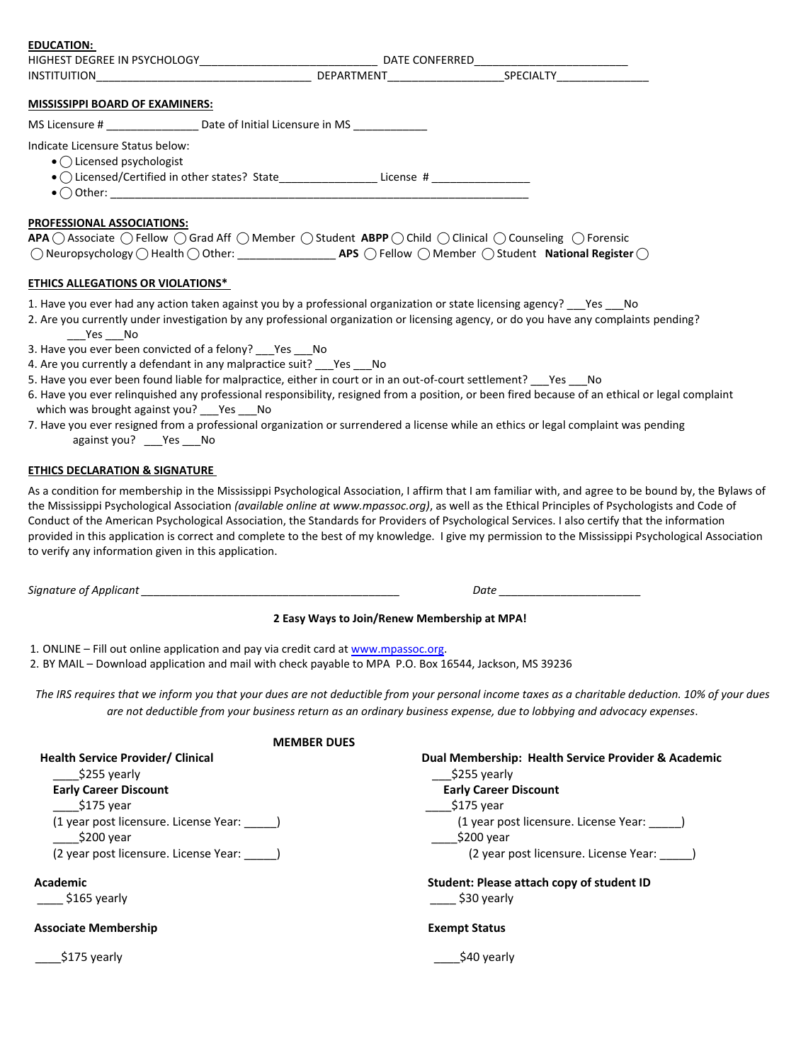**EDUCATION:**

HIGHEST DEGREE IN PSYCHOLOGY_____________________________ DATE CONFERRED_________________________

INSTITUTION___________________________________ DEPARTMENT__________________SPECIALTY_______________

**MISSISSIPPI BOARD OF EXAMINERS:**

MS Licensure # _______________ Date of Initial Licensure in MS ____________

Indicate Licensure Status below:

- ◯ Licensed psychologist
- ◯ Licensed/Certified in other states? State________________ License # ________________
- ◯ Other: _________________________________________________________________

**PROFESSIONAL ASSOCIATIONS:**

**APA** ◯ Associate ◯ Fellow ◯ Grad Aff ◯ Member ◯ Student **ABPP** ◯ Child ◯ Clinical ◯ Counseling ◯ Forensic ◯ Neuropsychology ◯ Health ◯ Other: ________________ **APS** ◯ Fellow ◯ Member ◯ Student **National Register** ◯

**ETHICS ALLEGATIONS OR VIOLATIONS***

1. Have you ever had any action taken against you by a professional organization or state licensing agency? ___Yes ___No
2. Are you currently under investigation by any professional organization or licensing agency, or do you have any complaints pending? ___Yes ___No
3. Have you ever been convicted of a felony? ___Yes ___No
4. Are you currently a defendant in any malpractice suit? ___Yes ___No
5. Have you ever been found liable for malpractice, either in court or in an out-of-court settlement? ___Yes ___No
6. Have you ever relinquished any professional responsibility, resigned from a position, or been fired because of an ethical or legal complaint which was brought against you? ___Yes ___No
7. Have you ever resigned from a professional organization or surrendered a license while an ethics or legal complaint was pending against you? ___Yes ___No

**ETHICS DECLARATION & SIGNATURE**

As a condition for membership in the Mississippi Psychological Association, I affirm that I am familiar with, and agree to be bound by, the Bylaws of the Mississippi Psychological Association *(available online at www.mpassoc.org)*, as well as the Ethical Principles of Psychologists and Code of Conduct of the American Psychological Association, the Standards for Providers of Psychological Services. I also certify that the information provided in this application is correct and complete to the best of my knowledge. I give my permission to the Mississippi Psychological Association to verify any information given in this application.

*Signature of Applicant* ___________________________________________ *Date* _______________________

**2 Easy Ways to Join/Renew Membership at MPA!**

1. ONLINE – Fill out online application and pay via credit card at www.mpassoc.org.
2. BY MAIL – Download application and mail with check payable to MPA P.O. Box 16544, Jackson, MS 39236

*The IRS requires that we inform you that your dues are not deductible from your personal income taxes as a charitable deduction. 10% of your dues are not deductible from your business return as an ordinary business expense, due to lobbying and advocacy expenses.*

**MEMBER DUES**

**Health Service Provider/ Clinical**

____$255 yearly

**Early Career Discount**

____$175 year
(1 year post licensure. License Year: _____)

____$200 year
(2 year post licensure. License Year: _____)

**Dual Membership: Health Service Provider & Academic**

___$255 yearly

**Early Career Discount**

____$175 year
(1 year post licensure. License Year: _____)

____$200 year
(2 year post licensure. License Year: _____)

**Academic**

____ $165 yearly

**Student: Please attach copy of student ID**

____ $30 yearly

**Associate Membership**

____$175 yearly

**Exempt Status**

____$40 yearly